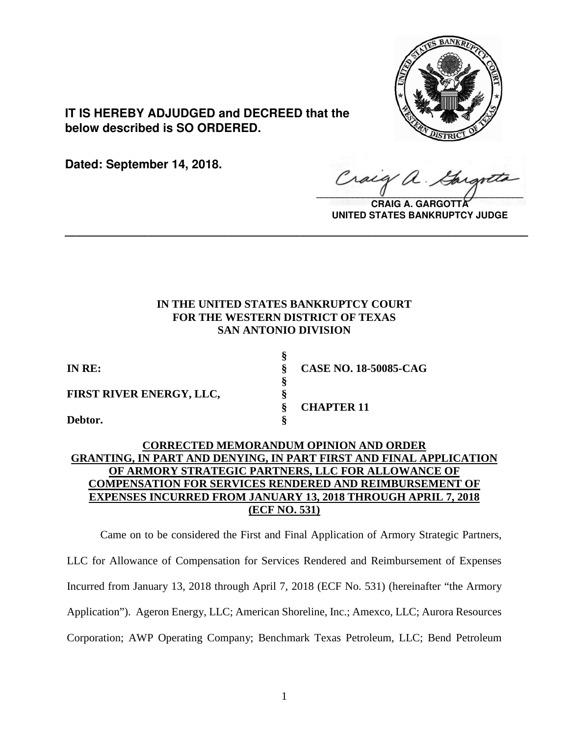**IT IS HEREBY ADJUDGED and DECREED that the below described is SO ORDERED.**

**Dated: September 14, 2018.**

**CRAIG A. GARGOTTA**
**UNITED STATES BANKRUPTCY JUDGE**

---

**IN THE UNITED STATES BANKRUPTCY COURT**
**FOR THE WESTERN DISTRICT OF TEXAS**
**SAN ANTONIO DIVISION**

| | | |
|---|---|---|
| **IN RE:** | § | **CASE NO. 18-50085-CAG** |
| | § | |
| **FIRST RIVER ENERGY, LLC,** | § | |
| | § | **CHAPTER 11** |
| **Debtor.** | § | |

**CORRECTED MEMORANDUM OPINION AND ORDER GRANTING, IN PART AND DENYING, IN PART FIRST AND FINAL APPLICATION OF ARMORY STRATEGIC PARTNERS, LLC FOR ALLOWANCE OF COMPENSATION FOR SERVICES RENDERED AND REIMBURSEMENT OF EXPENSES INCURRED FROM JANUARY 13, 2018 THROUGH APRIL 7, 2018 (ECF NO. 531)**

Came on to be considered the First and Final Application of Armory Strategic Partners, LLC for Allowance of Compensation for Services Rendered and Reimbursement of Expenses Incurred from January 13, 2018 through April 7, 2018 (ECF No. 531) (hereinafter "the Armory Application"). Ageron Energy, LLC; American Shoreline, Inc.; Amexco, LLC; Aurora Resources Corporation; AWP Operating Company; Benchmark Texas Petroleum, LLC; Bend Petroleum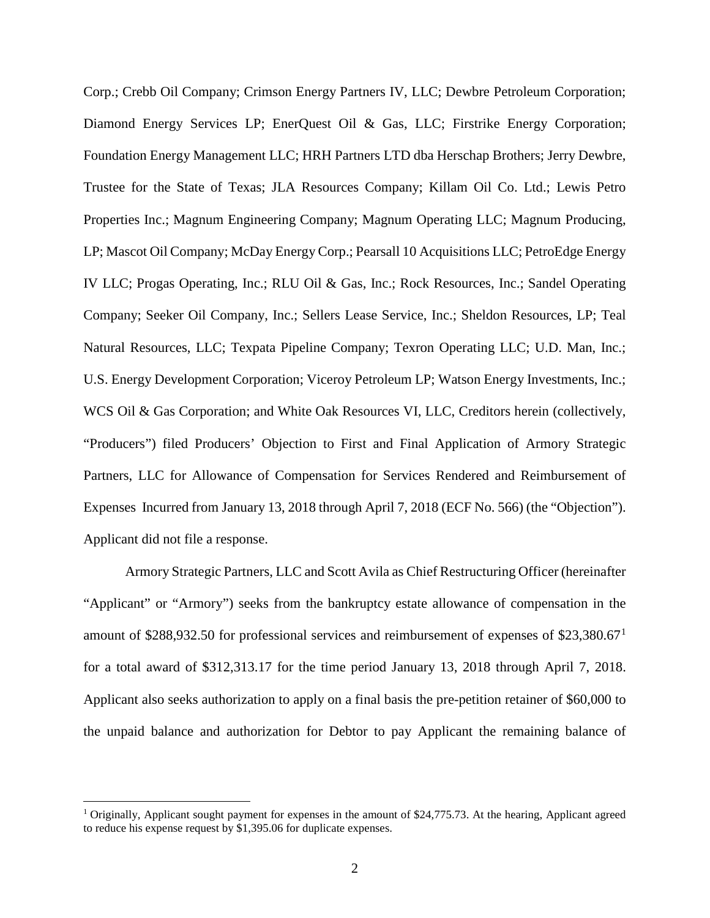Corp.; Crebb Oil Company; Crimson Energy Partners IV, LLC; Dewbre Petroleum Corporation; Diamond Energy Services LP; EnerQuest Oil & Gas, LLC; Firstrike Energy Corporation; Foundation Energy Management LLC; HRH Partners LTD dba Herschap Brothers; Jerry Dewbre, Trustee for the State of Texas; JLA Resources Company; Killam Oil Co. Ltd.; Lewis Petro Properties Inc.; Magnum Engineering Company; Magnum Operating LLC; Magnum Producing, LP; Mascot Oil Company; McDay Energy Corp.; Pearsall 10 Acquisitions LLC; PetroEdge Energy IV LLC; Progas Operating, Inc.; RLU Oil & Gas, Inc.; Rock Resources, Inc.; Sandel Operating Company; Seeker Oil Company, Inc.; Sellers Lease Service, Inc.; Sheldon Resources, LP; Teal Natural Resources, LLC; Texpata Pipeline Company; Texron Operating LLC; U.D. Man, Inc.; U.S. Energy Development Corporation; Viceroy Petroleum LP; Watson Energy Investments, Inc.; WCS Oil & Gas Corporation; and White Oak Resources VI, LLC, Creditors herein (collectively, "Producers") filed Producers' Objection to First and Final Application of Armory Strategic Partners, LLC for Allowance of Compensation for Services Rendered and Reimbursement of Expenses Incurred from January 13, 2018 through April 7, 2018 (ECF No. 566) (the "Objection"). Applicant did not file a response.

Armory Strategic Partners, LLC and Scott Avila as Chief Restructuring Officer (hereinafter "Applicant" or "Armory") seeks from the bankruptcy estate allowance of compensation in the amount of $288,932.50 for professional services and reimbursement of expenses of $23,380.67[1] for a total award of $312,313.17 for the time period January 13, 2018 through April 7, 2018. Applicant also seeks authorization to apply on a final basis the pre-petition retainer of $60,000 to the unpaid balance and authorization for Debtor to pay Applicant the remaining balance of

[1] Originally, Applicant sought payment for expenses in the amount of $24,775.73. At the hearing, Applicant agreed to reduce his expense request by $1,395.06 for duplicate expenses.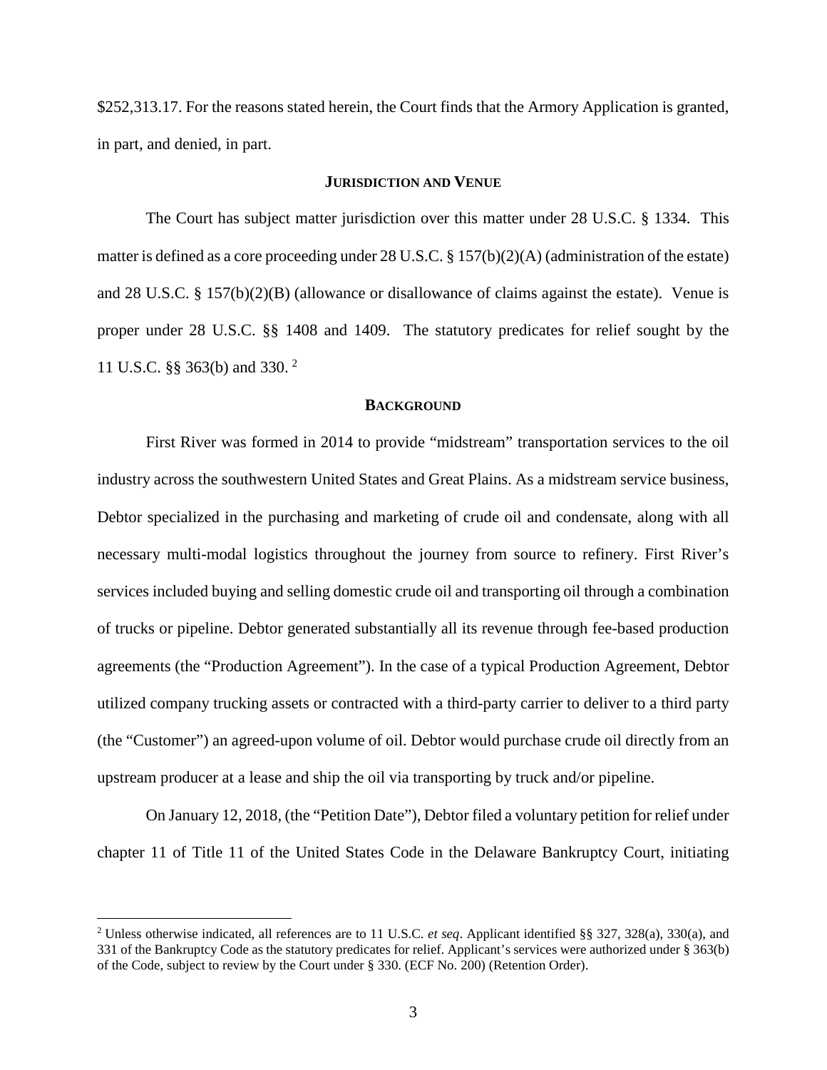$252,313.17. For the reasons stated herein, the Court finds that the Armory Application is granted, in part, and denied, in part.

## JURISDICTION AND VENUE

The Court has subject matter jurisdiction over this matter under 28 U.S.C. § 1334. This matter is defined as a core proceeding under 28 U.S.C. § 157(b)(2)(A) (administration of the estate) and 28 U.S.C. § 157(b)(2)(B) (allowance or disallowance of claims against the estate). Venue is proper under 28 U.S.C. §§ 1408 and 1409. The statutory predicates for relief sought by the 11 U.S.C. §§ 363(b) and 330. [2]

## BACKGROUND

First River was formed in 2014 to provide "midstream" transportation services to the oil industry across the southwestern United States and Great Plains. As a midstream service business, Debtor specialized in the purchasing and marketing of crude oil and condensate, along with all necessary multi-modal logistics throughout the journey from source to refinery. First River's services included buying and selling domestic crude oil and transporting oil through a combination of trucks or pipeline. Debtor generated substantially all its revenue through fee-based production agreements (the "Production Agreement"). In the case of a typical Production Agreement, Debtor utilized company trucking assets or contracted with a third-party carrier to deliver to a third party (the "Customer") an agreed-upon volume of oil. Debtor would purchase crude oil directly from an upstream producer at a lease and ship the oil via transporting by truck and/or pipeline.

On January 12, 2018, (the "Petition Date"), Debtor filed a voluntary petition for relief under chapter 11 of Title 11 of the United States Code in the Delaware Bankruptcy Court, initiating

---

[2] Unless otherwise indicated, all references are to 11 U.S.C. *et seq*. Applicant identified §§ 327, 328(a), 330(a), and 331 of the Bankruptcy Code as the statutory predicates for relief. Applicant's services were authorized under § 363(b) of the Code, subject to review by the Court under § 330. (ECF No. 200) (Retention Order).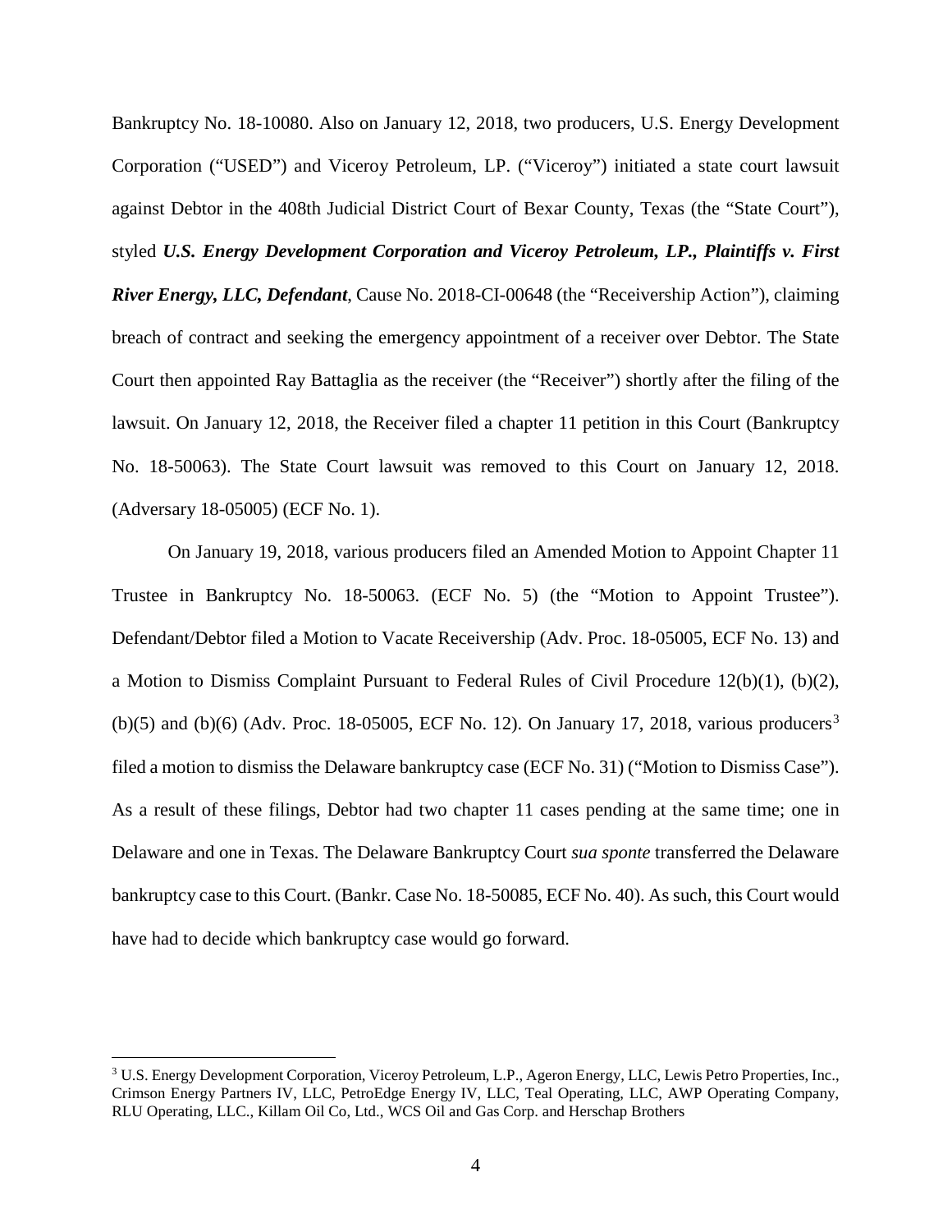Bankruptcy No. 18-10080. Also on January 12, 2018, two producers, U.S. Energy Development Corporation ("USED") and Viceroy Petroleum, LP. ("Viceroy") initiated a state court lawsuit against Debtor in the 408th Judicial District Court of Bexar County, Texas (the "State Court"), styled ***U.S. Energy Development Corporation and Viceroy Petroleum, LP., Plaintiffs v. First River Energy, LLC, Defendant***, Cause No. 2018-CI-00648 (the "Receivership Action"), claiming breach of contract and seeking the emergency appointment of a receiver over Debtor. The State Court then appointed Ray Battaglia as the receiver (the "Receiver") shortly after the filing of the lawsuit. On January 12, 2018, the Receiver filed a chapter 11 petition in this Court (Bankruptcy No. 18-50063). The State Court lawsuit was removed to this Court on January 12, 2018. (Adversary 18-05005) (ECF No. 1).

On January 19, 2018, various producers filed an Amended Motion to Appoint Chapter 11 Trustee in Bankruptcy No. 18-50063. (ECF No. 5) (the "Motion to Appoint Trustee"). Defendant/Debtor filed a Motion to Vacate Receivership (Adv. Proc. 18-05005, ECF No. 13) and a Motion to Dismiss Complaint Pursuant to Federal Rules of Civil Procedure 12(b)(1), (b)(2), (b)(5) and (b)(6) (Adv. Proc. 18-05005, ECF No. 12). On January 17, 2018, various producers[3] filed a motion to dismiss the Delaware bankruptcy case (ECF No. 31) ("Motion to Dismiss Case"). As a result of these filings, Debtor had two chapter 11 cases pending at the same time; one in Delaware and one in Texas. The Delaware Bankruptcy Court *sua sponte* transferred the Delaware bankruptcy case to this Court. (Bankr. Case No. 18-50085, ECF No. 40). As such, this Court would have had to decide which bankruptcy case would go forward.

[3] U.S. Energy Development Corporation, Viceroy Petroleum, L.P., Ageron Energy, LLC, Lewis Petro Properties, Inc., Crimson Energy Partners IV, LLC, PetroEdge Energy IV, LLC, Teal Operating, LLC, AWP Operating Company, RLU Operating, LLC., Killam Oil Co, Ltd., WCS Oil and Gas Corp. and Herschap Brothers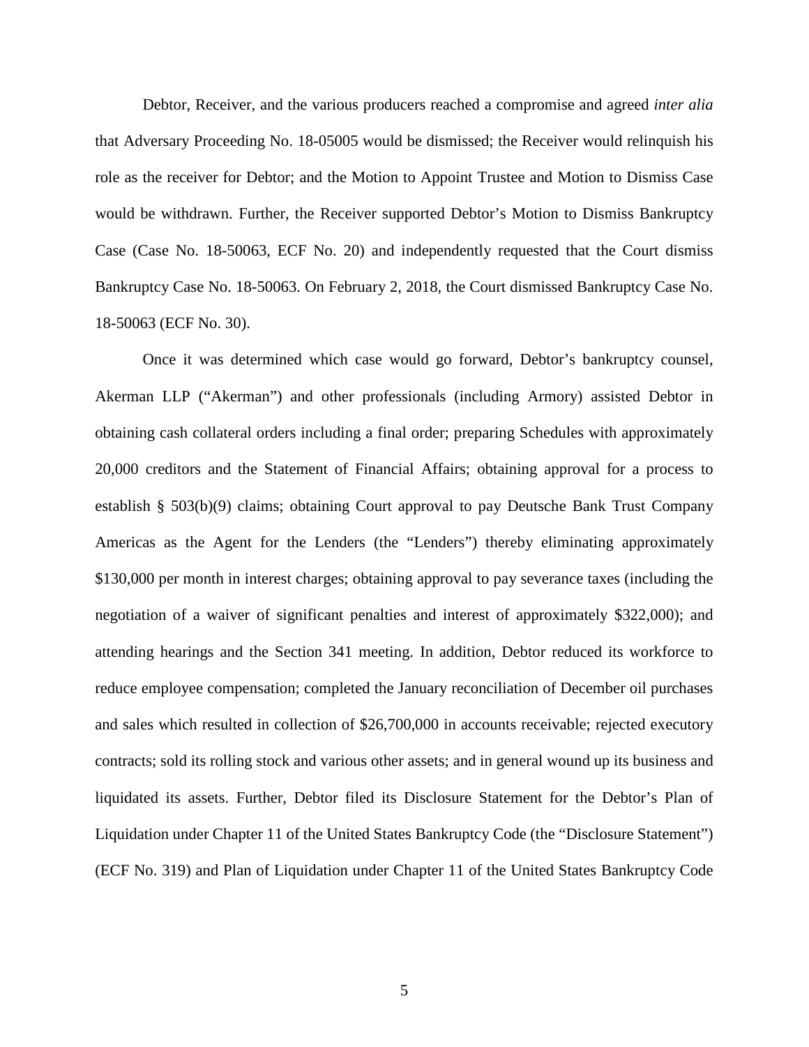Debtor, Receiver, and the various producers reached a compromise and agreed *inter alia* that Adversary Proceeding No. 18-05005 would be dismissed; the Receiver would relinquish his role as the receiver for Debtor; and the Motion to Appoint Trustee and Motion to Dismiss Case would be withdrawn. Further, the Receiver supported Debtor's Motion to Dismiss Bankruptcy Case (Case No. 18-50063, ECF No. 20) and independently requested that the Court dismiss Bankruptcy Case No. 18-50063. On February 2, 2018, the Court dismissed Bankruptcy Case No. 18-50063 (ECF No. 30).

Once it was determined which case would go forward, Debtor's bankruptcy counsel, Akerman LLP ("Akerman") and other professionals (including Armory) assisted Debtor in obtaining cash collateral orders including a final order; preparing Schedules with approximately 20,000 creditors and the Statement of Financial Affairs; obtaining approval for a process to establish § 503(b)(9) claims; obtaining Court approval to pay Deutsche Bank Trust Company Americas as the Agent for the Lenders (the "Lenders") thereby eliminating approximately $130,000 per month in interest charges; obtaining approval to pay severance taxes (including the negotiation of a waiver of significant penalties and interest of approximately $322,000); and attending hearings and the Section 341 meeting. In addition, Debtor reduced its workforce to reduce employee compensation; completed the January reconciliation of December oil purchases and sales which resulted in collection of $26,700,000 in accounts receivable; rejected executory contracts; sold its rolling stock and various other assets; and in general wound up its business and liquidated its assets. Further, Debtor filed its Disclosure Statement for the Debtor's Plan of Liquidation under Chapter 11 of the United States Bankruptcy Code (the "Disclosure Statement") (ECF No. 319) and Plan of Liquidation under Chapter 11 of the United States Bankruptcy Code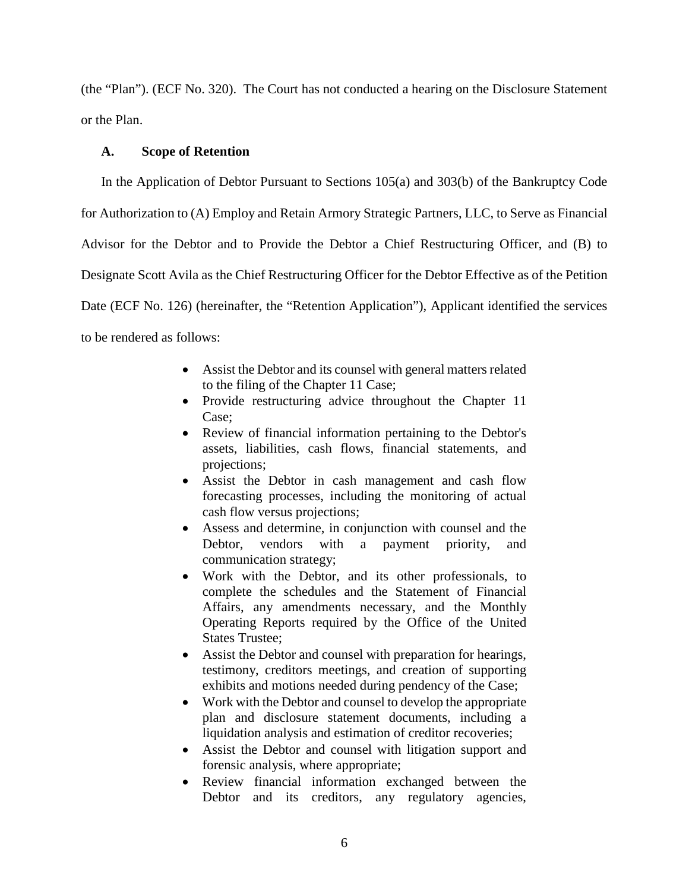(the "Plan"). (ECF No. 320). The Court has not conducted a hearing on the Disclosure Statement or the Plan.

### A. Scope of Retention

In the Application of Debtor Pursuant to Sections 105(a) and 303(b) of the Bankruptcy Code for Authorization to (A) Employ and Retain Armory Strategic Partners, LLC, to Serve as Financial Advisor for the Debtor and to Provide the Debtor a Chief Restructuring Officer, and (B) to Designate Scott Avila as the Chief Restructuring Officer for the Debtor Effective as of the Petition Date (ECF No. 126) (hereinafter, the "Retention Application"), Applicant identified the services to be rendered as follows:

- Assist the Debtor and its counsel with general matters related to the filing of the Chapter 11 Case;
- Provide restructuring advice throughout the Chapter 11 Case;
- Review of financial information pertaining to the Debtor's assets, liabilities, cash flows, financial statements, and projections;
- Assist the Debtor in cash management and cash flow forecasting processes, including the monitoring of actual cash flow versus projections;
- Assess and determine, in conjunction with counsel and the Debtor, vendors with a payment priority, and communication strategy;
- Work with the Debtor, and its other professionals, to complete the schedules and the Statement of Financial Affairs, any amendments necessary, and the Monthly Operating Reports required by the Office of the United States Trustee;
- Assist the Debtor and counsel with preparation for hearings, testimony, creditors meetings, and creation of supporting exhibits and motions needed during pendency of the Case;
- Work with the Debtor and counsel to develop the appropriate plan and disclosure statement documents, including a liquidation analysis and estimation of creditor recoveries;
- Assist the Debtor and counsel with litigation support and forensic analysis, where appropriate;
- Review financial information exchanged between the Debtor and its creditors, any regulatory agencies,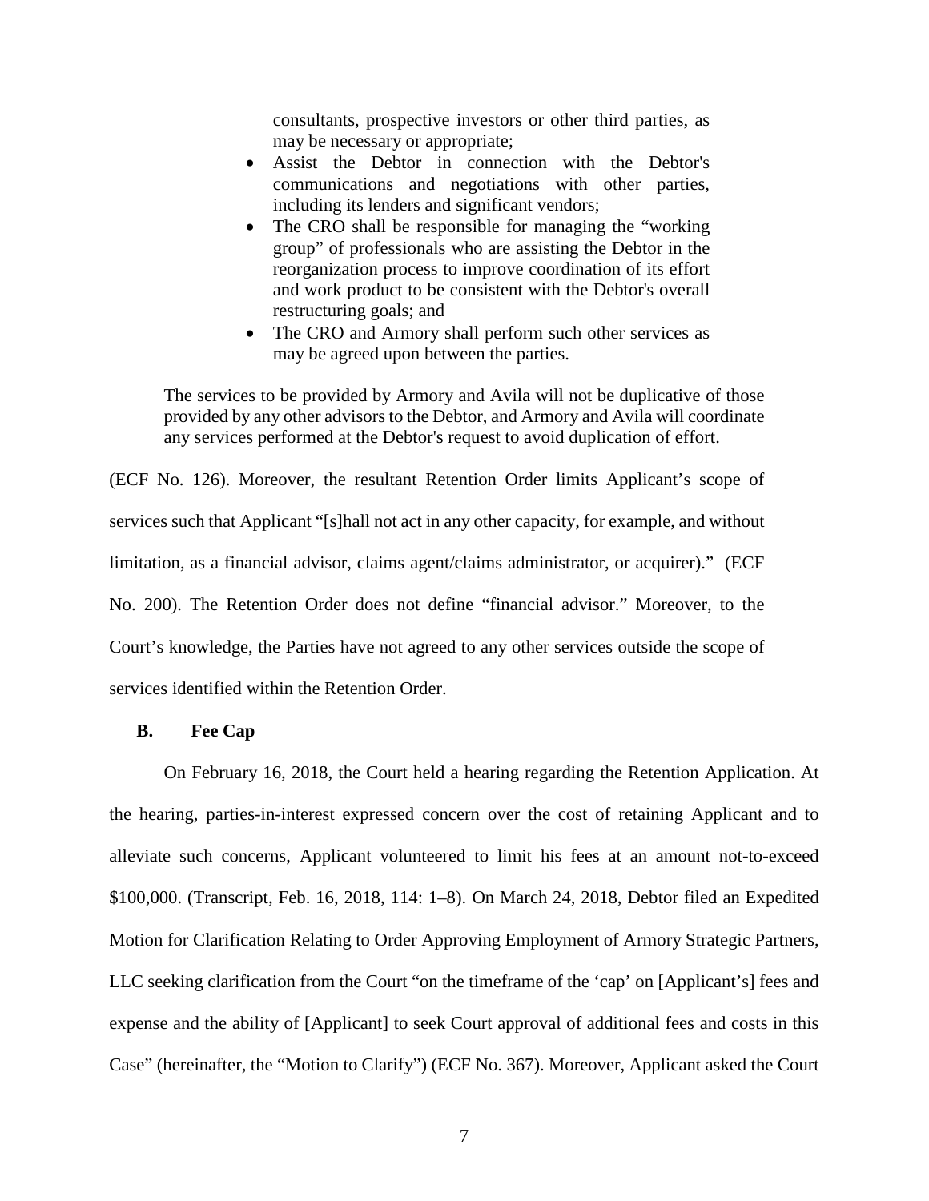> consultants, prospective investors or other third parties, as may be necessary or appropriate;
>
> - Assist the Debtor in connection with the Debtor's communications and negotiations with other parties, including its lenders and significant vendors;
> - The CRO shall be responsible for managing the "working group" of professionals who are assisting the Debtor in the reorganization process to improve coordination of its effort and work product to be consistent with the Debtor's overall restructuring goals; and
> - The CRO and Armory shall perform such other services as may be agreed upon between the parties.
>
> The services to be provided by Armory and Avila will not be duplicative of those provided by any other advisors to the Debtor, and Armory and Avila will coordinate any services performed at the Debtor's request to avoid duplication of effort.

(ECF No. 126). Moreover, the resultant Retention Order limits Applicant's scope of services such that Applicant "[s]hall not act in any other capacity, for example, and without limitation, as a financial advisor, claims agent/claims administrator, or acquirer)." (ECF No. 200). The Retention Order does not define "financial advisor." Moreover, to the Court's knowledge, the Parties have not agreed to any other services outside the scope of services identified within the Retention Order.

### B. Fee Cap

On February 16, 2018, the Court held a hearing regarding the Retention Application. At the hearing, parties-in-interest expressed concern over the cost of retaining Applicant and to alleviate such concerns, Applicant volunteered to limit his fees at an amount not-to-exceed $100,000. (Transcript, Feb. 16, 2018, 114: 1–8). On March 24, 2018, Debtor filed an Expedited Motion for Clarification Relating to Order Approving Employment of Armory Strategic Partners, LLC seeking clarification from the Court "on the timeframe of the 'cap' on [Applicant's] fees and expense and the ability of [Applicant] to seek Court approval of additional fees and costs in this Case" (hereinafter, the "Motion to Clarify") (ECF No. 367). Moreover, Applicant asked the Court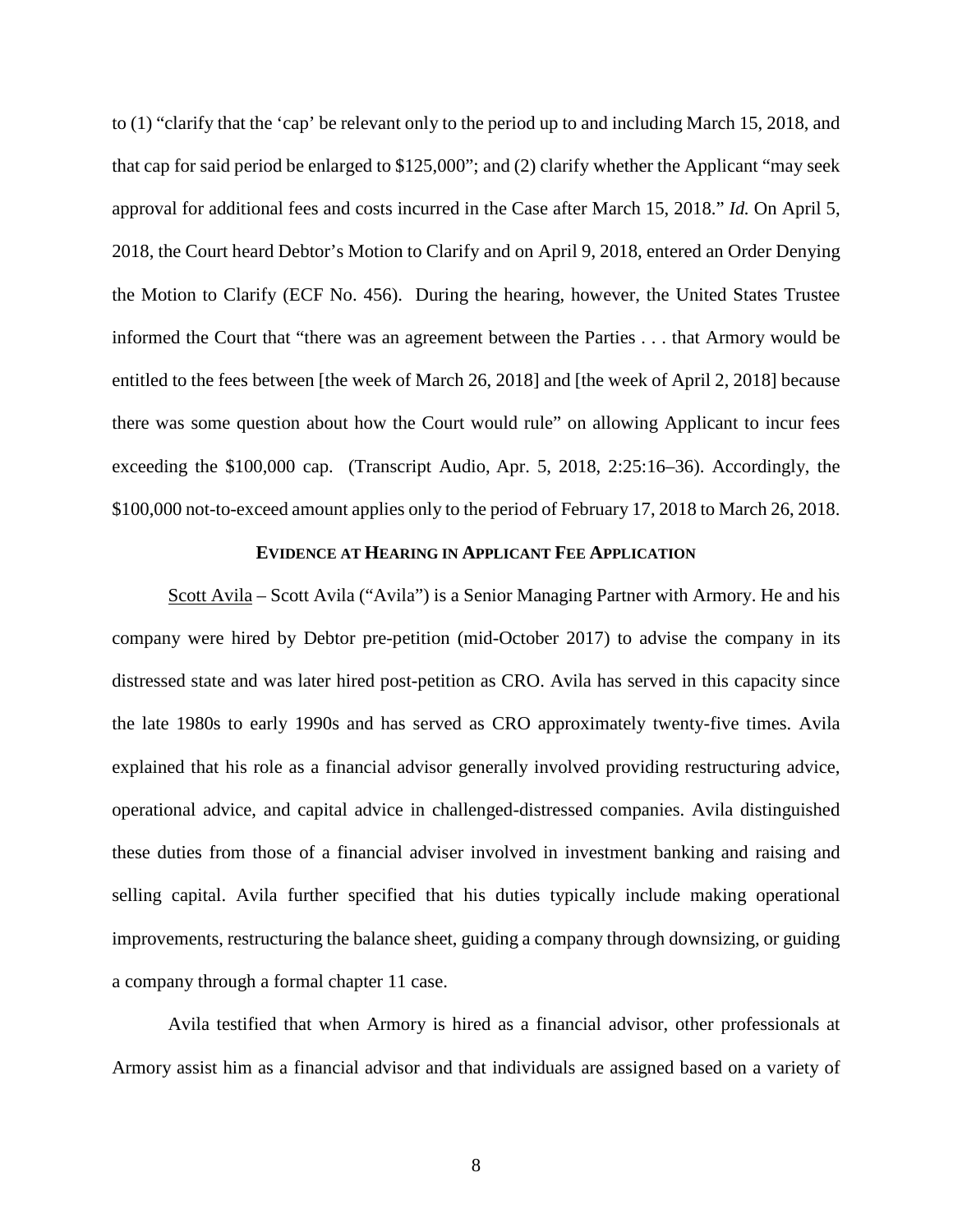to (1) "clarify that the 'cap' be relevant only to the period up to and including March 15, 2018, and that cap for said period be enlarged to $125,000"; and (2) clarify whether the Applicant "may seek approval for additional fees and costs incurred in the Case after March 15, 2018." *Id.* On April 5, 2018, the Court heard Debtor's Motion to Clarify and on April 9, 2018, entered an Order Denying the Motion to Clarify (ECF No. 456). During the hearing, however, the United States Trustee informed the Court that "there was an agreement between the Parties . . . that Armory would be entitled to the fees between [the week of March 26, 2018] and [the week of April 2, 2018] because there was some question about how the Court would rule" on allowing Applicant to incur fees exceeding the $100,000 cap. (Transcript Audio, Apr. 5, 2018, 2:25:16–36). Accordingly, the $100,000 not-to-exceed amount applies only to the period of February 17, 2018 to March 26, 2018.

**EVIDENCE AT HEARING IN APPLICANT FEE APPLICATION**

Scott Avila – Scott Avila ("Avila") is a Senior Managing Partner with Armory. He and his company were hired by Debtor pre-petition (mid-October 2017) to advise the company in its distressed state and was later hired post-petition as CRO. Avila has served in this capacity since the late 1980s to early 1990s and has served as CRO approximately twenty-five times. Avila explained that his role as a financial advisor generally involved providing restructuring advice, operational advice, and capital advice in challenged-distressed companies. Avila distinguished these duties from those of a financial adviser involved in investment banking and raising and selling capital. Avila further specified that his duties typically include making operational improvements, restructuring the balance sheet, guiding a company through downsizing, or guiding a company through a formal chapter 11 case.

Avila testified that when Armory is hired as a financial advisor, other professionals at Armory assist him as a financial advisor and that individuals are assigned based on a variety of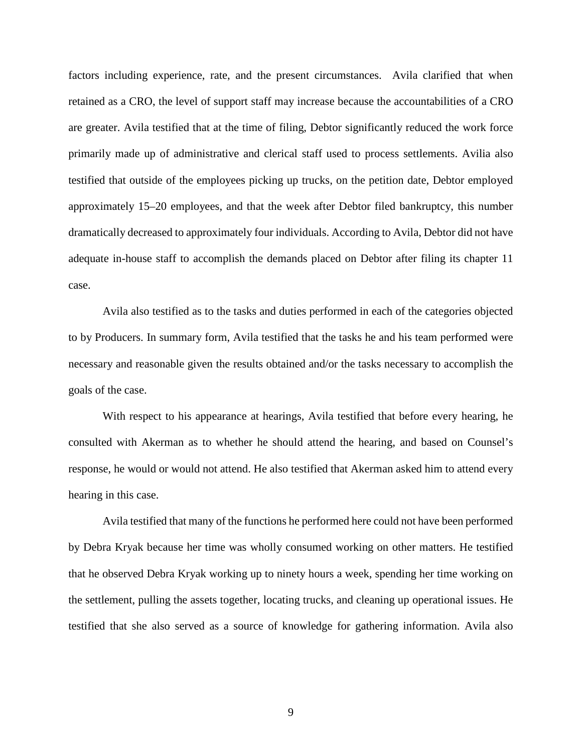factors including experience, rate, and the present circumstances. Avila clarified that when retained as a CRO, the level of support staff may increase because the accountabilities of a CRO are greater. Avila testified that at the time of filing, Debtor significantly reduced the work force primarily made up of administrative and clerical staff used to process settlements. Avilia also testified that outside of the employees picking up trucks, on the petition date, Debtor employed approximately 15–20 employees, and that the week after Debtor filed bankruptcy, this number dramatically decreased to approximately four individuals. According to Avila, Debtor did not have adequate in-house staff to accomplish the demands placed on Debtor after filing its chapter 11 case.

Avila also testified as to the tasks and duties performed in each of the categories objected to by Producers. In summary form, Avila testified that the tasks he and his team performed were necessary and reasonable given the results obtained and/or the tasks necessary to accomplish the goals of the case.

With respect to his appearance at hearings, Avila testified that before every hearing, he consulted with Akerman as to whether he should attend the hearing, and based on Counsel's response, he would or would not attend. He also testified that Akerman asked him to attend every hearing in this case.

Avila testified that many of the functions he performed here could not have been performed by Debra Kryak because her time was wholly consumed working on other matters. He testified that he observed Debra Kryak working up to ninety hours a week, spending her time working on the settlement, pulling the assets together, locating trucks, and cleaning up operational issues. He testified that she also served as a source of knowledge for gathering information. Avila also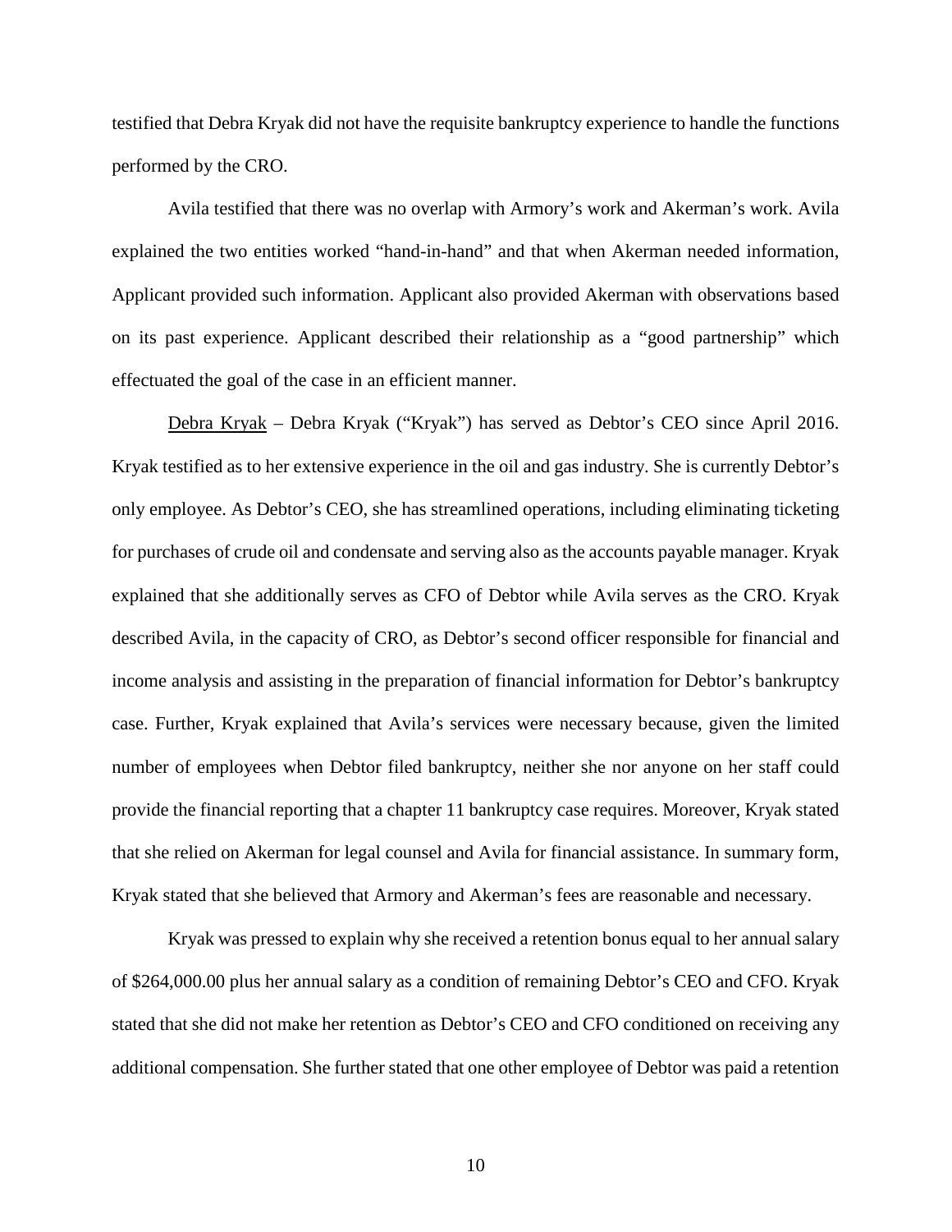testified that Debra Kryak did not have the requisite bankruptcy experience to handle the functions performed by the CRO.

Avila testified that there was no overlap with Armory's work and Akerman's work. Avila explained the two entities worked "hand-in-hand" and that when Akerman needed information, Applicant provided such information. Applicant also provided Akerman with observations based on its past experience. Applicant described their relationship as a "good partnership" which effectuated the goal of the case in an efficient manner.

<u>Debra Kryak</u> – Debra Kryak ("Kryak") has served as Debtor's CEO since April 2016. Kryak testified as to her extensive experience in the oil and gas industry. She is currently Debtor's only employee. As Debtor's CEO, she has streamlined operations, including eliminating ticketing for purchases of crude oil and condensate and serving also as the accounts payable manager. Kryak explained that she additionally serves as CFO of Debtor while Avila serves as the CRO. Kryak described Avila, in the capacity of CRO, as Debtor's second officer responsible for financial and income analysis and assisting in the preparation of financial information for Debtor's bankruptcy case. Further, Kryak explained that Avila's services were necessary because, given the limited number of employees when Debtor filed bankruptcy, neither she nor anyone on her staff could provide the financial reporting that a chapter 11 bankruptcy case requires. Moreover, Kryak stated that she relied on Akerman for legal counsel and Avila for financial assistance. In summary form, Kryak stated that she believed that Armory and Akerman's fees are reasonable and necessary.

Kryak was pressed to explain why she received a retention bonus equal to her annual salary of $264,000.00 plus her annual salary as a condition of remaining Debtor's CEO and CFO. Kryak stated that she did not make her retention as Debtor's CEO and CFO conditioned on receiving any additional compensation. She further stated that one other employee of Debtor was paid a retention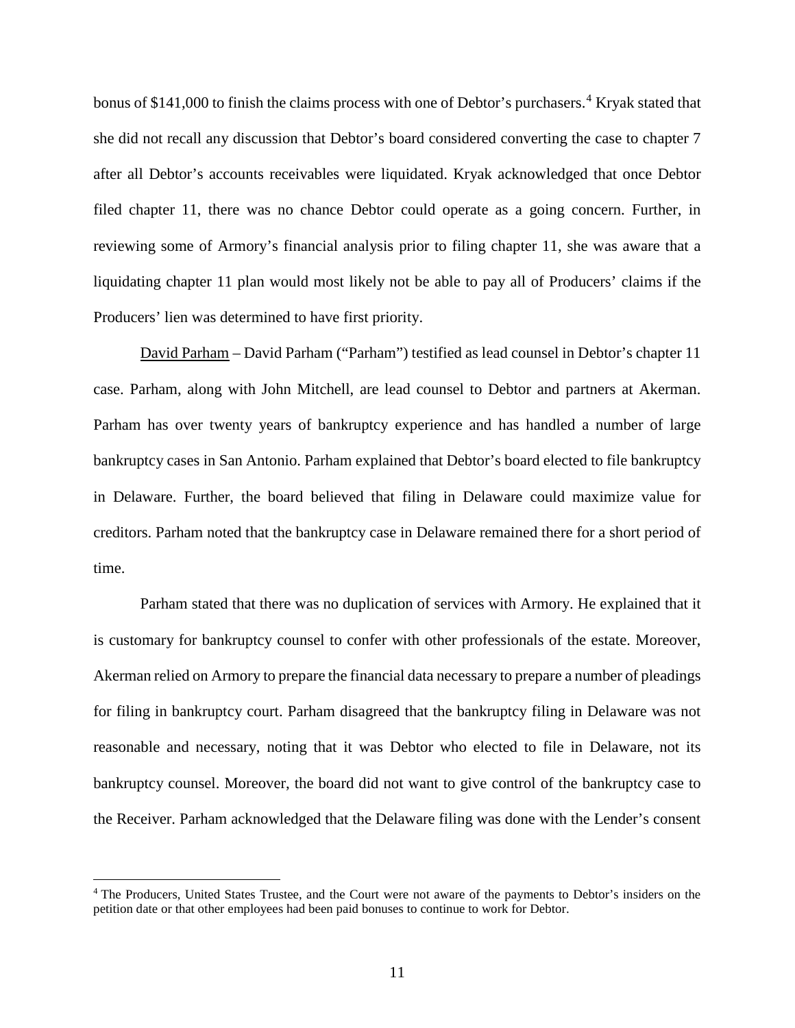bonus of $141,000 to finish the claims process with one of Debtor's purchasers.[4] Kryak stated that she did not recall any discussion that Debtor's board considered converting the case to chapter 7 after all Debtor's accounts receivables were liquidated. Kryak acknowledged that once Debtor filed chapter 11, there was no chance Debtor could operate as a going concern. Further, in reviewing some of Armory's financial analysis prior to filing chapter 11, she was aware that a liquidating chapter 11 plan would most likely not be able to pay all of Producers' claims if the Producers' lien was determined to have first priority.

<u>David Parham</u> – David Parham ("Parham") testified as lead counsel in Debtor's chapter 11 case. Parham, along with John Mitchell, are lead counsel to Debtor and partners at Akerman. Parham has over twenty years of bankruptcy experience and has handled a number of large bankruptcy cases in San Antonio. Parham explained that Debtor's board elected to file bankruptcy in Delaware. Further, the board believed that filing in Delaware could maximize value for creditors. Parham noted that the bankruptcy case in Delaware remained there for a short period of time.

Parham stated that there was no duplication of services with Armory. He explained that it is customary for bankruptcy counsel to confer with other professionals of the estate. Moreover, Akerman relied on Armory to prepare the financial data necessary to prepare a number of pleadings for filing in bankruptcy court. Parham disagreed that the bankruptcy filing in Delaware was not reasonable and necessary, noting that it was Debtor who elected to file in Delaware, not its bankruptcy counsel. Moreover, the board did not want to give control of the bankruptcy case to the Receiver. Parham acknowledged that the Delaware filing was done with the Lender's consent

[4] The Producers, United States Trustee, and the Court were not aware of the payments to Debtor's insiders on the petition date or that other employees had been paid bonuses to continue to work for Debtor.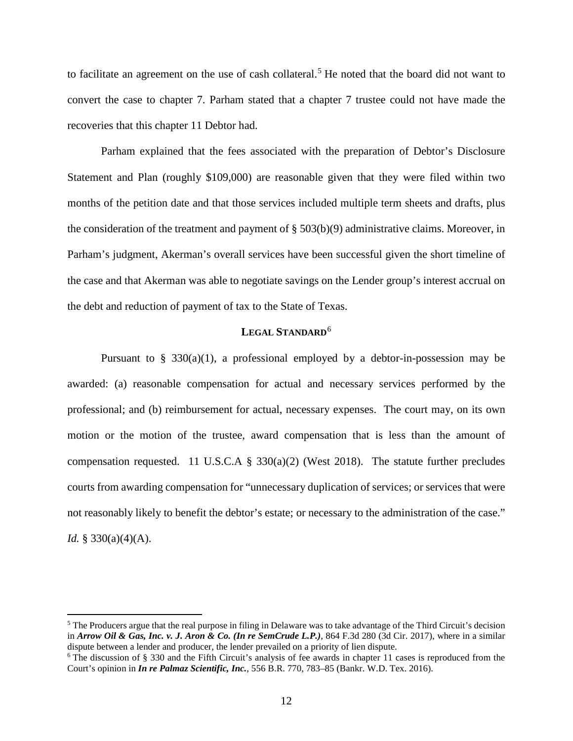to facilitate an agreement on the use of cash collateral.[5] He noted that the board did not want to convert the case to chapter 7. Parham stated that a chapter 7 trustee could not have made the recoveries that this chapter 11 Debtor had.

Parham explained that the fees associated with the preparation of Debtor's Disclosure Statement and Plan (roughly $109,000) are reasonable given that they were filed within two months of the petition date and that those services included multiple term sheets and drafts, plus the consideration of the treatment and payment of § 503(b)(9) administrative claims. Moreover, in Parham's judgment, Akerman's overall services have been successful given the short timeline of the case and that Akerman was able to negotiate savings on the Lender group's interest accrual on the debt and reduction of payment of tax to the State of Texas.

## LEGAL STANDARD[6]

Pursuant to § 330(a)(1), a professional employed by a debtor-in-possession may be awarded: (a) reasonable compensation for actual and necessary services performed by the professional; and (b) reimbursement for actual, necessary expenses. The court may, on its own motion or the motion of the trustee, award compensation that is less than the amount of compensation requested. 11 U.S.C.A § 330(a)(2) (West 2018). The statute further precludes courts from awarding compensation for "unnecessary duplication of services; or services that were not reasonably likely to benefit the debtor's estate; or necessary to the administration of the case." *Id.* § 330(a)(4)(A).

---

[5] The Producers argue that the real purpose in filing in Delaware was to take advantage of the Third Circuit's decision in ***Arrow Oil & Gas, Inc. v. J. Aron & Co. (In re SemCrude L.P.)***, 864 F.3d 280 (3d Cir. 2017), where in a similar dispute between a lender and producer, the lender prevailed on a priority of lien dispute.

[6] The discussion of § 330 and the Fifth Circuit's analysis of fee awards in chapter 11 cases is reproduced from the Court's opinion in ***In re Palmaz Scientific, Inc.***, 556 B.R. 770, 783–85 (Bankr. W.D. Tex. 2016).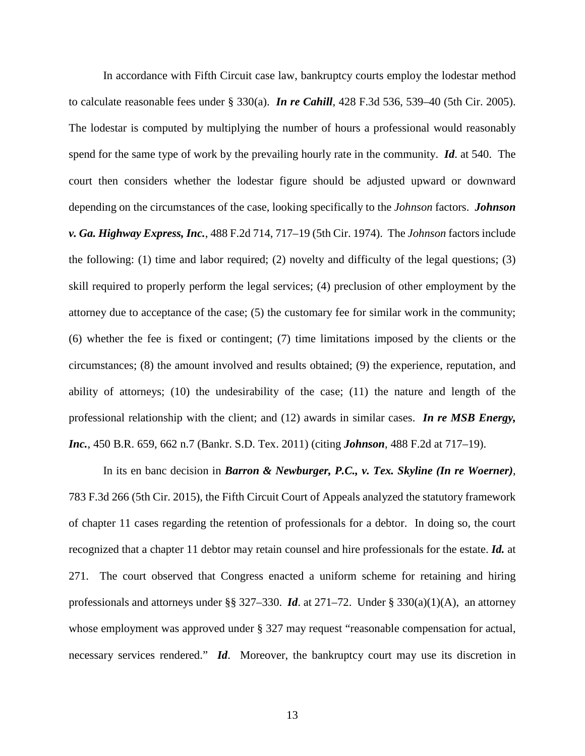In accordance with Fifth Circuit case law, bankruptcy courts employ the lodestar method to calculate reasonable fees under § 330(a). ***In re Cahill***, 428 F.3d 536, 539–40 (5th Cir. 2005). The lodestar is computed by multiplying the number of hours a professional would reasonably spend for the same type of work by the prevailing hourly rate in the community. ***Id***. at 540. The court then considers whether the lodestar figure should be adjusted upward or downward depending on the circumstances of the case, looking specifically to the *Johnson* factors. ***Johnson v. Ga. Highway Express, Inc.***, 488 F.2d 714, 717–19 (5th Cir. 1974). The *Johnson* factors include the following: (1) time and labor required; (2) novelty and difficulty of the legal questions; (3) skill required to properly perform the legal services; (4) preclusion of other employment by the attorney due to acceptance of the case; (5) the customary fee for similar work in the community; (6) whether the fee is fixed or contingent; (7) time limitations imposed by the clients or the circumstances; (8) the amount involved and results obtained; (9) the experience, reputation, and ability of attorneys; (10) the undesirability of the case; (11) the nature and length of the professional relationship with the client; and (12) awards in similar cases. ***In re MSB Energy, Inc.***, 450 B.R. 659, 662 n.7 (Bankr. S.D. Tex. 2011) (citing ***Johnson***, 488 F.2d at 717–19).

In its en banc decision in ***Barron & Newburger, P.C., v. Tex. Skyline (In re Woerner)***, 783 F.3d 266 (5th Cir. 2015), the Fifth Circuit Court of Appeals analyzed the statutory framework of chapter 11 cases regarding the retention of professionals for a debtor. In doing so, the court recognized that a chapter 11 debtor may retain counsel and hire professionals for the estate. ***Id.*** at 271. The court observed that Congress enacted a uniform scheme for retaining and hiring professionals and attorneys under §§ 327–330. ***Id***. at 271–72. Under § 330(a)(1)(A), an attorney whose employment was approved under § 327 may request "reasonable compensation for actual, necessary services rendered." ***Id***. Moreover, the bankruptcy court may use its discretion in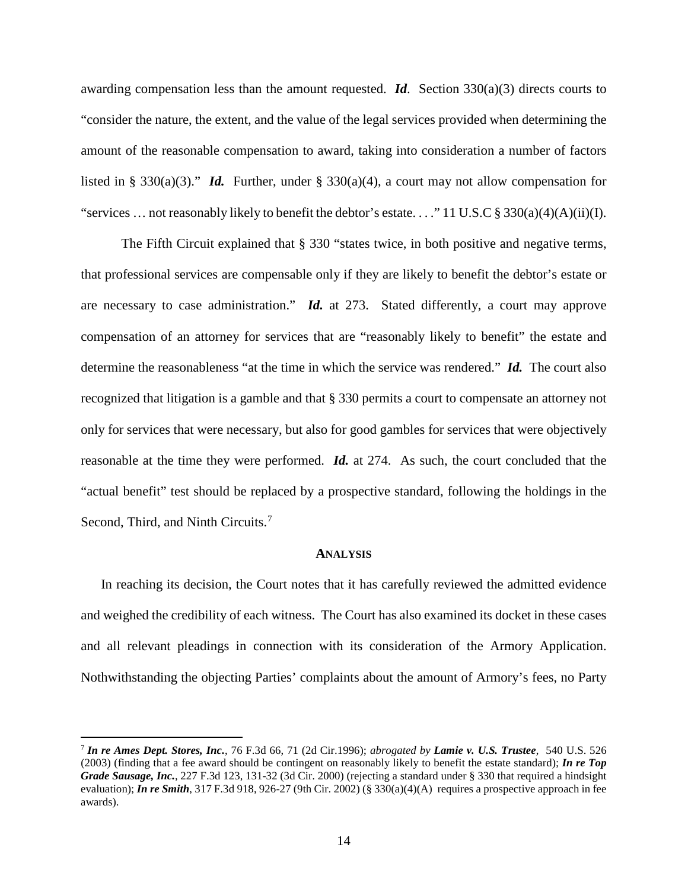awarding compensation less than the amount requested. ***Id***. Section 330(a)(3) directs courts to "consider the nature, the extent, and the value of the legal services provided when determining the amount of the reasonable compensation to award, taking into consideration a number of factors listed in § 330(a)(3)." ***Id.*** Further, under § 330(a)(4), a court may not allow compensation for "services … not reasonably likely to benefit the debtor's estate. . . ." 11 U.S.C § 330(a)(4)(A)(ii)(I).

The Fifth Circuit explained that § 330 "states twice, in both positive and negative terms, that professional services are compensable only if they are likely to benefit the debtor's estate or are necessary to case administration." ***Id.*** at 273. Stated differently, a court may approve compensation of an attorney for services that are "reasonably likely to benefit" the estate and determine the reasonableness "at the time in which the service was rendered." ***Id.*** The court also recognized that litigation is a gamble and that § 330 permits a court to compensate an attorney not only for services that were necessary, but also for good gambles for services that were objectively reasonable at the time they were performed. ***Id.*** at 274. As such, the court concluded that the "actual benefit" test should be replaced by a prospective standard, following the holdings in the Second, Third, and Ninth Circuits.[7]

## ANALYSIS

In reaching its decision, the Court notes that it has carefully reviewed the admitted evidence and weighed the credibility of each witness. The Court has also examined its docket in these cases and all relevant pleadings in connection with its consideration of the Armory Application. Nothwithstanding the objecting Parties' complaints about the amount of Armory's fees, no Party

---

[7] ***In re Ames Dept. Stores, Inc.***, 76 F.3d 66, 71 (2d Cir.1996); *abrogated by* ***Lamie v. U.S. Trustee***, 540 U.S. 526 (2003) (finding that a fee award should be contingent on reasonably likely to benefit the estate standard); ***In re Top Grade Sausage, Inc.***, 227 F.3d 123, 131-32 (3d Cir. 2000) (rejecting a standard under § 330 that required a hindsight evaluation); ***In re Smith***, 317 F.3d 918, 926-27 (9th Cir. 2002) (§ 330(a)(4)(A) requires a prospective approach in fee awards).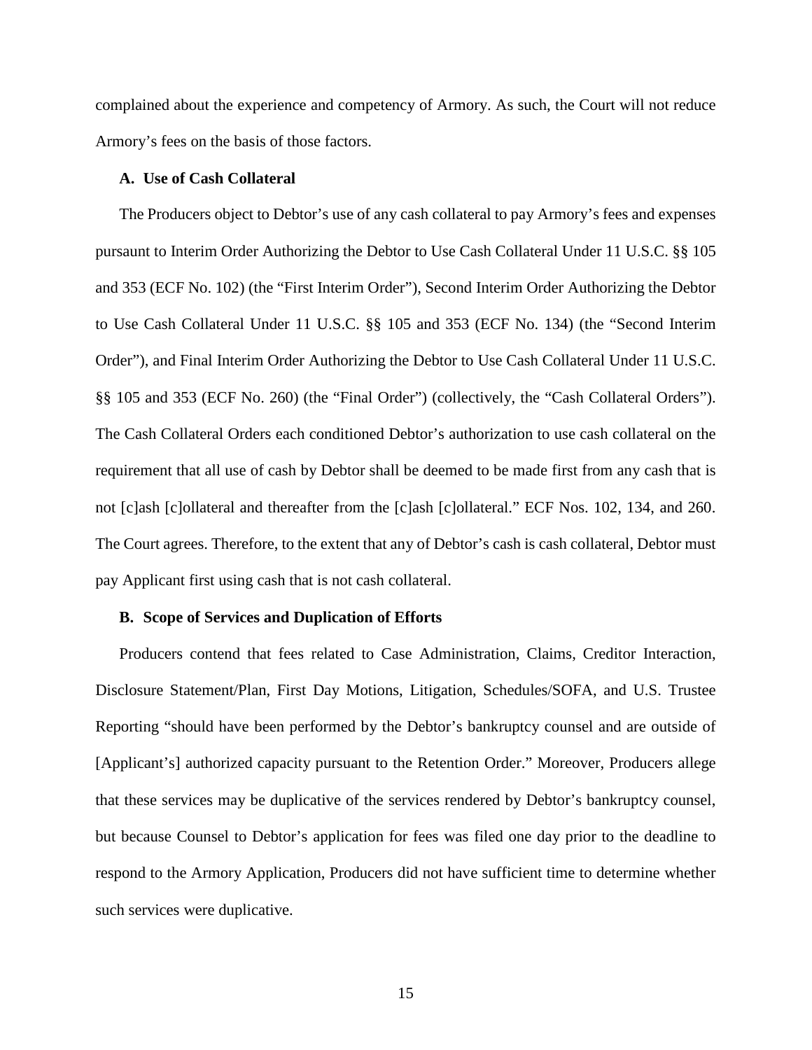complained about the experience and competency of Armory. As such, the Court will not reduce Armory's fees on the basis of those factors.

### A. Use of Cash Collateral

The Producers object to Debtor's use of any cash collateral to pay Armory's fees and expenses pursuant to Interim Order Authorizing the Debtor to Use Cash Collateral Under 11 U.S.C. §§ 105 and 353 (ECF No. 102) (the "First Interim Order"), Second Interim Order Authorizing the Debtor to Use Cash Collateral Under 11 U.S.C. §§ 105 and 353 (ECF No. 134) (the "Second Interim Order"), and Final Interim Order Authorizing the Debtor to Use Cash Collateral Under 11 U.S.C. §§ 105 and 353 (ECF No. 260) (the "Final Order") (collectively, the "Cash Collateral Orders"). The Cash Collateral Orders each conditioned Debtor's authorization to use cash collateral on the requirement that all use of cash by Debtor shall be deemed to be made first from any cash that is not [c]ash [c]ollateral and thereafter from the [c]ash [c]ollateral." ECF Nos. 102, 134, and 260. The Court agrees. Therefore, to the extent that any of Debtor's cash is cash collateral, Debtor must pay Applicant first using cash that is not cash collateral.

### B. Scope of Services and Duplication of Efforts

Producers contend that fees related to Case Administration, Claims, Creditor Interaction, Disclosure Statement/Plan, First Day Motions, Litigation, Schedules/SOFA, and U.S. Trustee Reporting "should have been performed by the Debtor's bankruptcy counsel and are outside of [Applicant's] authorized capacity pursuant to the Retention Order." Moreover, Producers allege that these services may be duplicative of the services rendered by Debtor's bankruptcy counsel, but because Counsel to Debtor's application for fees was filed one day prior to the deadline to respond to the Armory Application, Producers did not have sufficient time to determine whether such services were duplicative.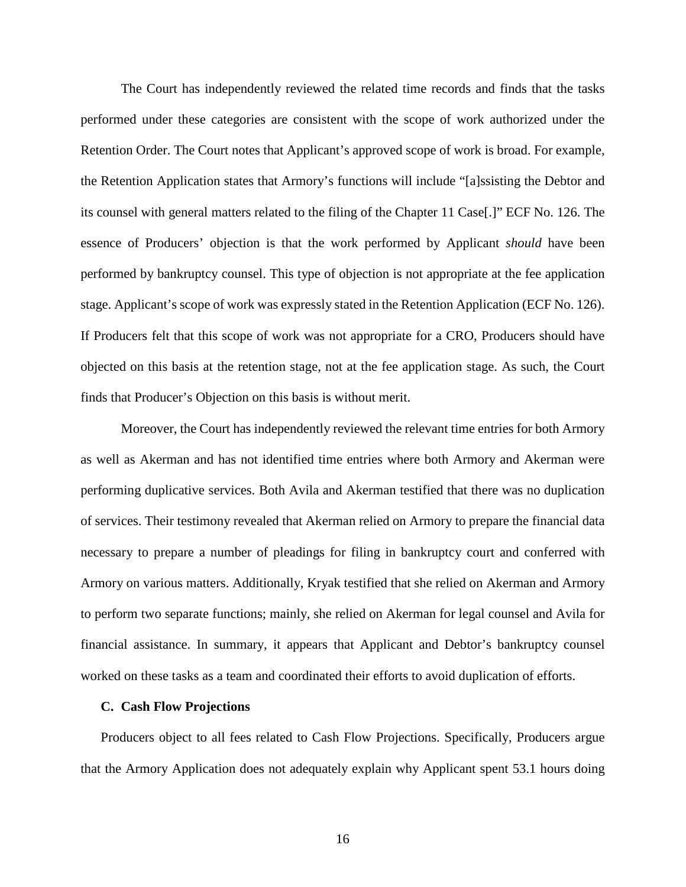The Court has independently reviewed the related time records and finds that the tasks performed under these categories are consistent with the scope of work authorized under the Retention Order. The Court notes that Applicant's approved scope of work is broad. For example, the Retention Application states that Armory's functions will include "[a]ssisting the Debtor and its counsel with general matters related to the filing of the Chapter 11 Case[.]" ECF No. 126. The essence of Producers' objection is that the work performed by Applicant *should* have been performed by bankruptcy counsel. This type of objection is not appropriate at the fee application stage. Applicant's scope of work was expressly stated in the Retention Application (ECF No. 126). If Producers felt that this scope of work was not appropriate for a CRO, Producers should have objected on this basis at the retention stage, not at the fee application stage. As such, the Court finds that Producer's Objection on this basis is without merit.

Moreover, the Court has independently reviewed the relevant time entries for both Armory as well as Akerman and has not identified time entries where both Armory and Akerman were performing duplicative services. Both Avila and Akerman testified that there was no duplication of services. Their testimony revealed that Akerman relied on Armory to prepare the financial data necessary to prepare a number of pleadings for filing in bankruptcy court and conferred with Armory on various matters. Additionally, Kryak testified that she relied on Akerman and Armory to perform two separate functions; mainly, she relied on Akerman for legal counsel and Avila for financial assistance. In summary, it appears that Applicant and Debtor's bankruptcy counsel worked on these tasks as a team and coordinated their efforts to avoid duplication of efforts.

**C. Cash Flow Projections**

Producers object to all fees related to Cash Flow Projections. Specifically, Producers argue that the Armory Application does not adequately explain why Applicant spent 53.1 hours doing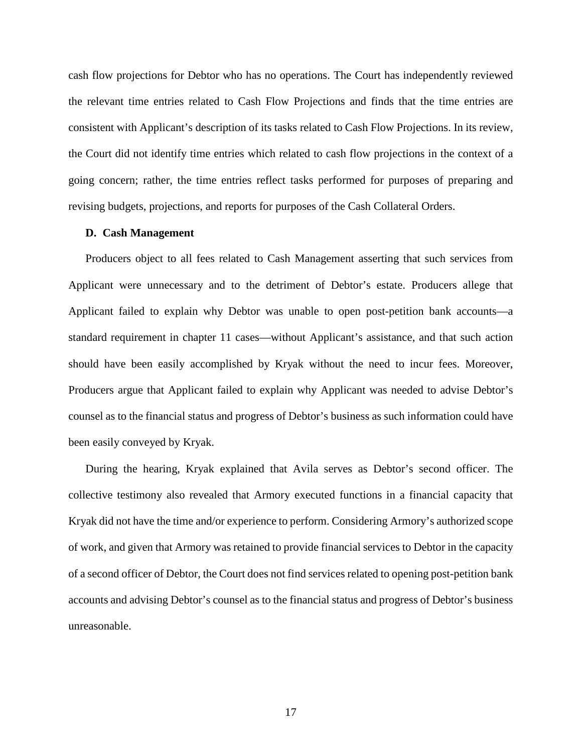cash flow projections for Debtor who has no operations. The Court has independently reviewed the relevant time entries related to Cash Flow Projections and finds that the time entries are consistent with Applicant's description of its tasks related to Cash Flow Projections. In its review, the Court did not identify time entries which related to cash flow projections in the context of a going concern; rather, the time entries reflect tasks performed for purposes of preparing and revising budgets, projections, and reports for purposes of the Cash Collateral Orders.

**D. Cash Management**

Producers object to all fees related to Cash Management asserting that such services from Applicant were unnecessary and to the detriment of Debtor's estate. Producers allege that Applicant failed to explain why Debtor was unable to open post-petition bank accounts—a standard requirement in chapter 11 cases—without Applicant's assistance, and that such action should have been easily accomplished by Kryak without the need to incur fees. Moreover, Producers argue that Applicant failed to explain why Applicant was needed to advise Debtor's counsel as to the financial status and progress of Debtor's business as such information could have been easily conveyed by Kryak.

During the hearing, Kryak explained that Avila serves as Debtor's second officer. The collective testimony also revealed that Armory executed functions in a financial capacity that Kryak did not have the time and/or experience to perform. Considering Armory's authorized scope of work, and given that Armory was retained to provide financial services to Debtor in the capacity of a second officer of Debtor, the Court does not find services related to opening post-petition bank accounts and advising Debtor's counsel as to the financial status and progress of Debtor's business unreasonable.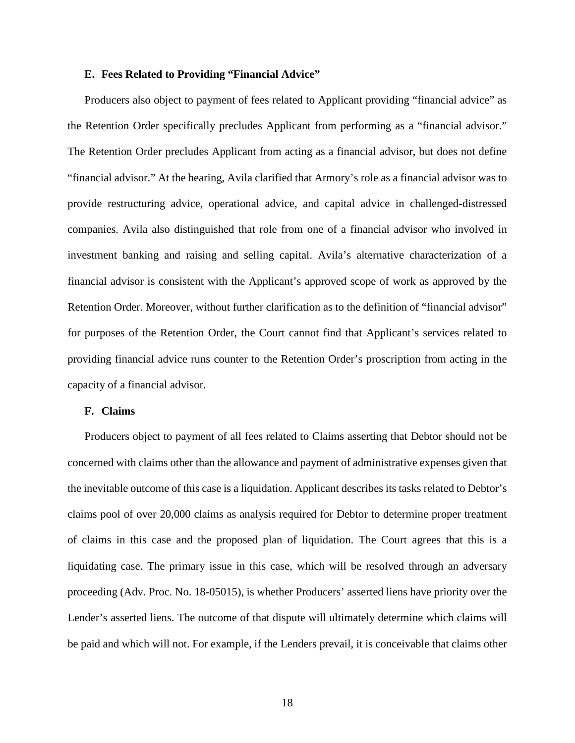### E. Fees Related to Providing "Financial Advice"

Producers also object to payment of fees related to Applicant providing "financial advice" as the Retention Order specifically precludes Applicant from performing as a "financial advisor." The Retention Order precludes Applicant from acting as a financial advisor, but does not define "financial advisor." At the hearing, Avila clarified that Armory's role as a financial advisor was to provide restructuring advice, operational advice, and capital advice in challenged-distressed companies. Avila also distinguished that role from one of a financial advisor who involved in investment banking and raising and selling capital. Avila's alternative characterization of a financial advisor is consistent with the Applicant's approved scope of work as approved by the Retention Order. Moreover, without further clarification as to the definition of "financial advisor" for purposes of the Retention Order, the Court cannot find that Applicant's services related to providing financial advice runs counter to the Retention Order's proscription from acting in the capacity of a financial advisor.

### F. Claims

Producers object to payment of all fees related to Claims asserting that Debtor should not be concerned with claims other than the allowance and payment of administrative expenses given that the inevitable outcome of this case is a liquidation. Applicant describes its tasks related to Debtor's claims pool of over 20,000 claims as analysis required for Debtor to determine proper treatment of claims in this case and the proposed plan of liquidation. The Court agrees that this is a liquidating case. The primary issue in this case, which will be resolved through an adversary proceeding (Adv. Proc. No. 18-05015), is whether Producers' asserted liens have priority over the Lender's asserted liens. The outcome of that dispute will ultimately determine which claims will be paid and which will not. For example, if the Lenders prevail, it is conceivable that claims other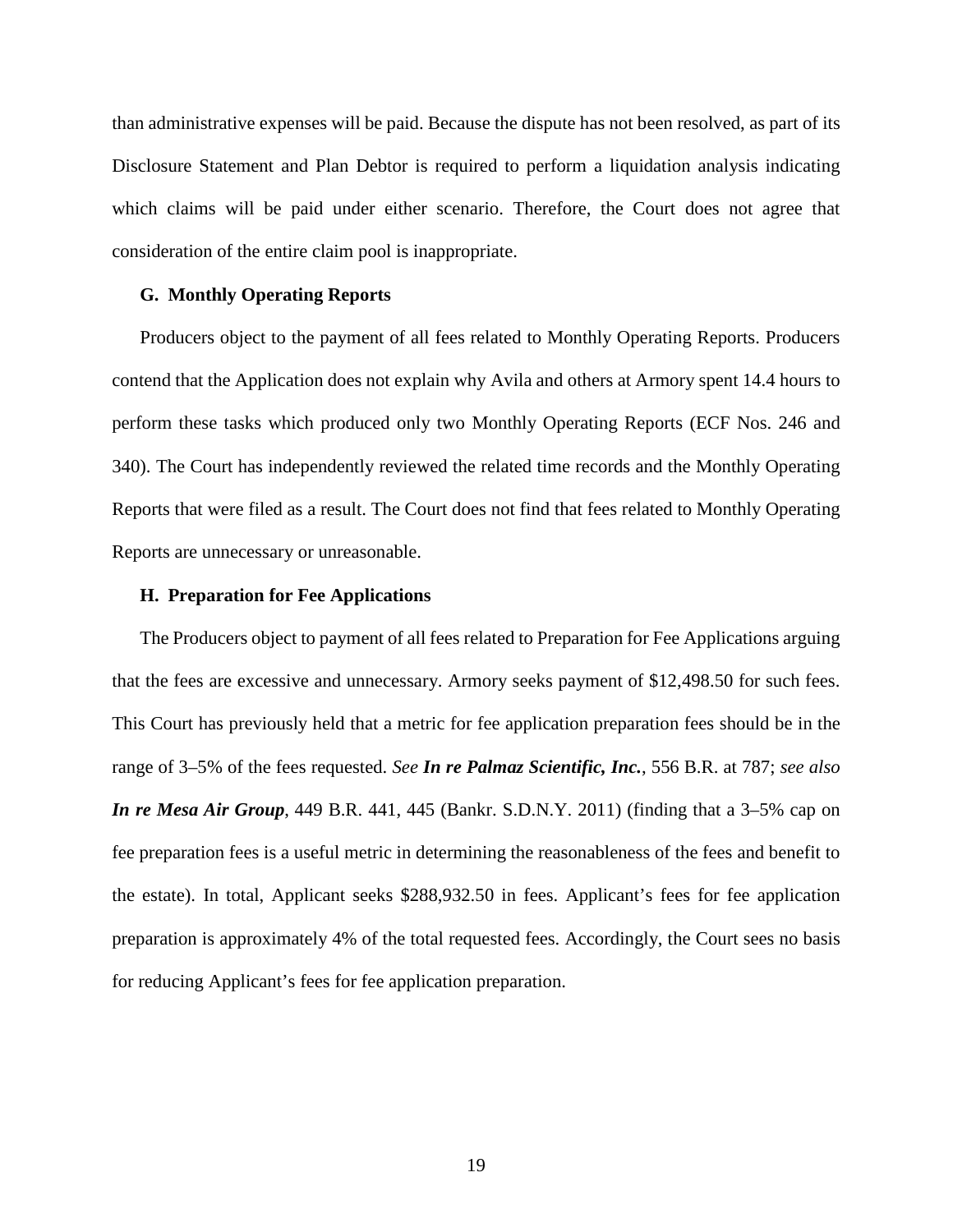than administrative expenses will be paid. Because the dispute has not been resolved, as part of its Disclosure Statement and Plan Debtor is required to perform a liquidation analysis indicating which claims will be paid under either scenario. Therefore, the Court does not agree that consideration of the entire claim pool is inappropriate.

### G. Monthly Operating Reports

Producers object to the payment of all fees related to Monthly Operating Reports. Producers contend that the Application does not explain why Avila and others at Armory spent 14.4 hours to perform these tasks which produced only two Monthly Operating Reports (ECF Nos. 246 and 340). The Court has independently reviewed the related time records and the Monthly Operating Reports that were filed as a result. The Court does not find that fees related to Monthly Operating Reports are unnecessary or unreasonable.

### H. Preparation for Fee Applications

The Producers object to payment of all fees related to Preparation for Fee Applications arguing that the fees are excessive and unnecessary. Armory seeks payment of $12,498.50 for such fees. This Court has previously held that a metric for fee application preparation fees should be in the range of 3–5% of the fees requested. *See* ***In re Palmaz Scientific, Inc.***, 556 B.R. at 787; *see also* ***In re Mesa Air Group***, 449 B.R. 441, 445 (Bankr. S.D.N.Y. 2011) (finding that a 3–5% cap on fee preparation fees is a useful metric in determining the reasonableness of the fees and benefit to the estate). In total, Applicant seeks $288,932.50 in fees. Applicant's fees for fee application preparation is approximately 4% of the total requested fees. Accordingly, the Court sees no basis for reducing Applicant's fees for fee application preparation.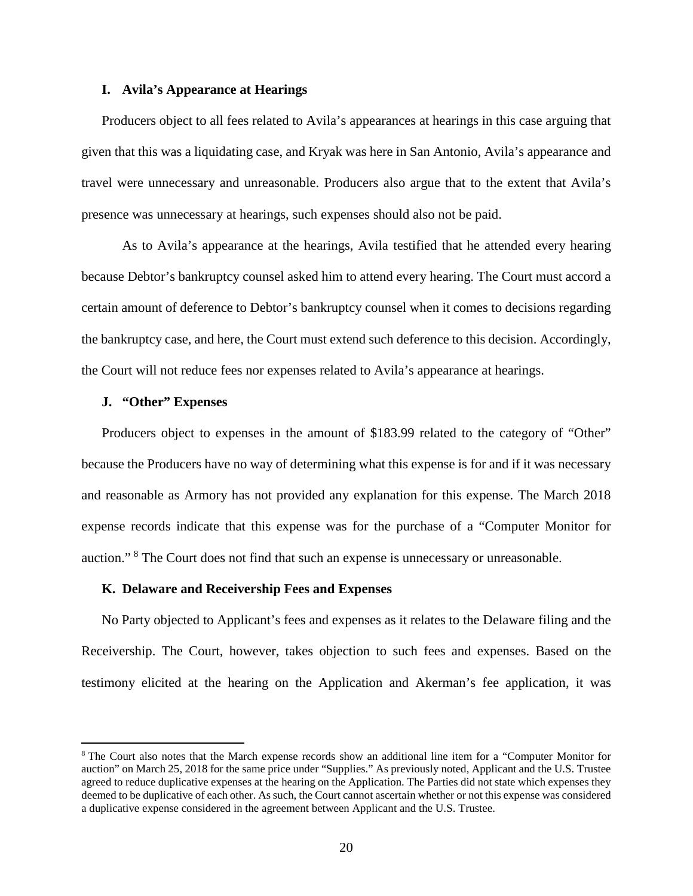### I. Avila's Appearance at Hearings

Producers object to all fees related to Avila's appearances at hearings in this case arguing that given that this was a liquidating case, and Kryak was here in San Antonio, Avila's appearance and travel were unnecessary and unreasonable. Producers also argue that to the extent that Avila's presence was unnecessary at hearings, such expenses should also not be paid.

As to Avila's appearance at the hearings, Avila testified that he attended every hearing because Debtor's bankruptcy counsel asked him to attend every hearing. The Court must accord a certain amount of deference to Debtor's bankruptcy counsel when it comes to decisions regarding the bankruptcy case, and here, the Court must extend such deference to this decision. Accordingly, the Court will not reduce fees nor expenses related to Avila's appearance at hearings.

### J. "Other" Expenses

Producers object to expenses in the amount of $183.99 related to the category of "Other" because the Producers have no way of determining what this expense is for and if it was necessary and reasonable as Armory has not provided any explanation for this expense. The March 2018 expense records indicate that this expense was for the purchase of a "Computer Monitor for auction." [8] The Court does not find that such an expense is unnecessary or unreasonable.

### K. Delaware and Receivership Fees and Expenses

No Party objected to Applicant's fees and expenses as it relates to the Delaware filing and the Receivership. The Court, however, takes objection to such fees and expenses. Based on the testimony elicited at the hearing on the Application and Akerman's fee application, it was

---

[8] The Court also notes that the March expense records show an additional line item for a "Computer Monitor for auction" on March 25, 2018 for the same price under "Supplies." As previously noted, Applicant and the U.S. Trustee agreed to reduce duplicative expenses at the hearing on the Application. The Parties did not state which expenses they deemed to be duplicative of each other. As such, the Court cannot ascertain whether or not this expense was considered a duplicative expense considered in the agreement between Applicant and the U.S. Trustee.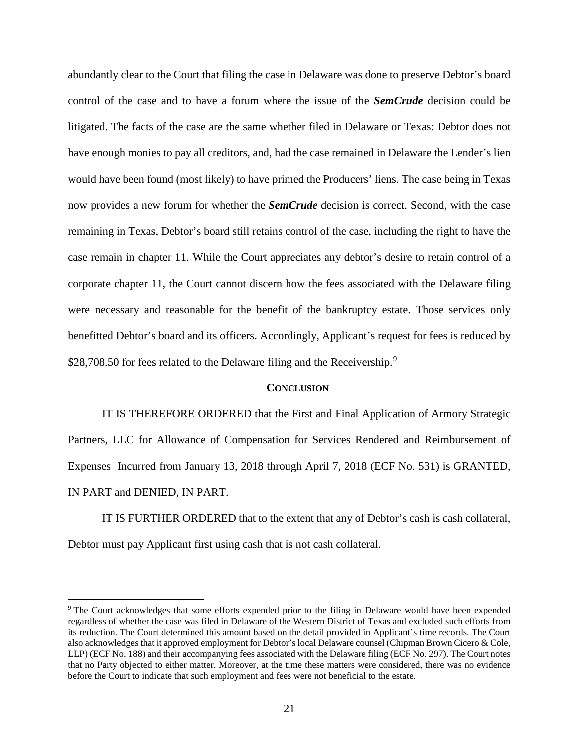abundantly clear to the Court that filing the case in Delaware was done to preserve Debtor's board control of the case and to have a forum where the issue of the ***SemCrude*** decision could be litigated. The facts of the case are the same whether filed in Delaware or Texas: Debtor does not have enough monies to pay all creditors, and, had the case remained in Delaware the Lender's lien would have been found (most likely) to have primed the Producers' liens. The case being in Texas now provides a new forum for whether the ***SemCrude*** decision is correct. Second, with the case remaining in Texas, Debtor's board still retains control of the case, including the right to have the case remain in chapter 11. While the Court appreciates any debtor's desire to retain control of a corporate chapter 11, the Court cannot discern how the fees associated with the Delaware filing were necessary and reasonable for the benefit of the bankruptcy estate. Those services only benefitted Debtor's board and its officers. Accordingly, Applicant's request for fees is reduced by \$28,708.50 for fees related to the Delaware filing and the Receivership.[9]

## CONCLUSION

IT IS THEREFORE ORDERED that the First and Final Application of Armory Strategic Partners, LLC for Allowance of Compensation for Services Rendered and Reimbursement of Expenses Incurred from January 13, 2018 through April 7, 2018 (ECF No. 531) is GRANTED, IN PART and DENIED, IN PART.

IT IS FURTHER ORDERED that to the extent that any of Debtor's cash is cash collateral, Debtor must pay Applicant first using cash that is not cash collateral.

---

[9] The Court acknowledges that some efforts expended prior to the filing in Delaware would have been expended regardless of whether the case was filed in Delaware of the Western District of Texas and excluded such efforts from its reduction. The Court determined this amount based on the detail provided in Applicant's time records. The Court also acknowledges that it approved employment for Debtor's local Delaware counsel (Chipman Brown Cicero & Cole, LLP) (ECF No. 188) and their accompanying fees associated with the Delaware filing (ECF No. 297). The Court notes that no Party objected to either matter. Moreover, at the time these matters were considered, there was no evidence before the Court to indicate that such employment and fees were not beneficial to the estate.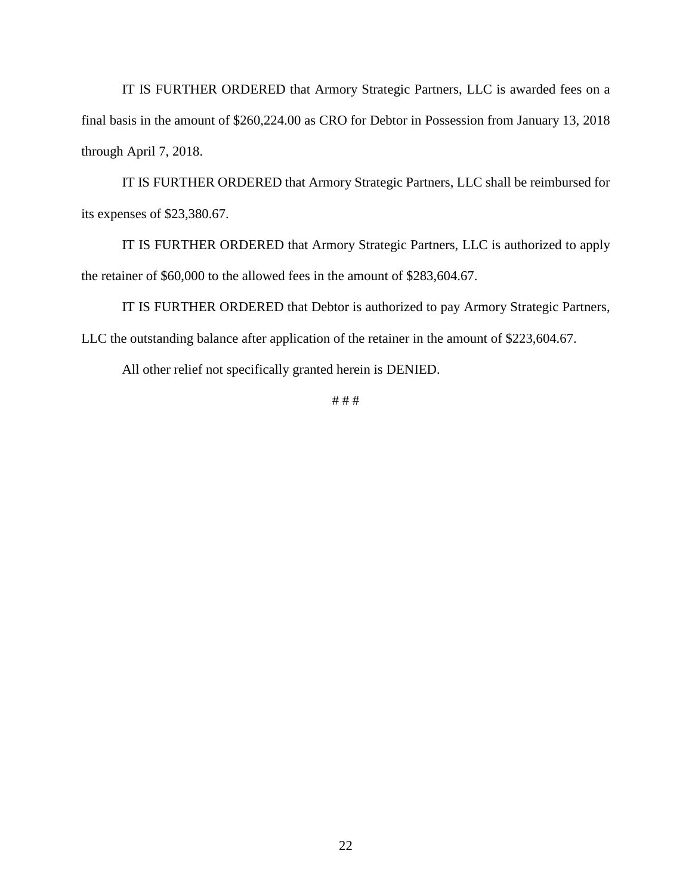IT IS FURTHER ORDERED that Armory Strategic Partners, LLC is awarded fees on a final basis in the amount of $260,224.00 as CRO for Debtor in Possession from January 13, 2018 through April 7, 2018.

IT IS FURTHER ORDERED that Armory Strategic Partners, LLC shall be reimbursed for its expenses of $23,380.67.

IT IS FURTHER ORDERED that Armory Strategic Partners, LLC is authorized to apply the retainer of $60,000 to the allowed fees in the amount of $283,604.67.

IT IS FURTHER ORDERED that Debtor is authorized to pay Armory Strategic Partners, LLC the outstanding balance after application of the retainer in the amount of $223,604.67.

All other relief not specifically granted herein is DENIED.

# # #